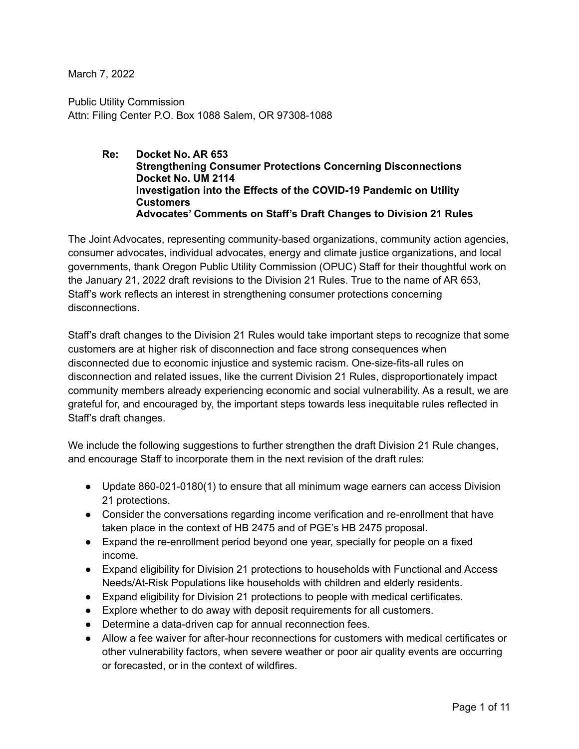March 7, 2022

Public Utility Commission
Attn: Filing Center P.O. Box 1088 Salem, OR 97308-1088

**Re: Docket No. AR 653**
**Strengthening Consumer Protections Concerning Disconnections**
**Docket No. UM 2114**
**Investigation into the Effects of the COVID-19 Pandemic on Utility Customers**
**Advocates' Comments on Staff's Draft Changes to Division 21 Rules**

The Joint Advocates, representing community-based organizations, community action agencies, consumer advocates, individual advocates, energy and climate justice organizations, and local governments, thank Oregon Public Utility Commission (OPUC) Staff for their thoughtful work on the January 21, 2022 draft revisions to the Division 21 Rules. True to the name of AR 653, Staff's work reflects an interest in strengthening consumer protections concerning disconnections.

Staff's draft changes to the Division 21 Rules would take important steps to recognize that some customers are at higher risk of disconnection and face strong consequences when disconnected due to economic injustice and systemic racism. One-size-fits-all rules on disconnection and related issues, like the current Division 21 Rules, disproportionately impact community members already experiencing economic and social vulnerability. As a result, we are grateful for, and encouraged by, the important steps towards less inequitable rules reflected in Staff's draft changes.

We include the following suggestions to further strengthen the draft Division 21 Rule changes, and encourage Staff to incorporate them in the next revision of the draft rules:

- Update 860-021-0180(1) to ensure that all minimum wage earners can access Division 21 protections.
- Consider the conversations regarding income verification and re-enrollment that have taken place in the context of HB 2475 and of PGE's HB 2475 proposal.
- Expand the re-enrollment period beyond one year, specially for people on a fixed income.
- Expand eligibility for Division 21 protections to households with Functional and Access Needs/At-Risk Populations like households with children and elderly residents.
- Expand eligibility for Division 21 protections to people with medical certificates.
- Explore whether to do away with deposit requirements for all customers.
- Determine a data-driven cap for annual reconnection fees.
- Allow a fee waiver for after-hour reconnections for customers with medical certificates or other vulnerability factors, when severe weather or poor air quality events are occurring or forecasted, or in the context of wildfires.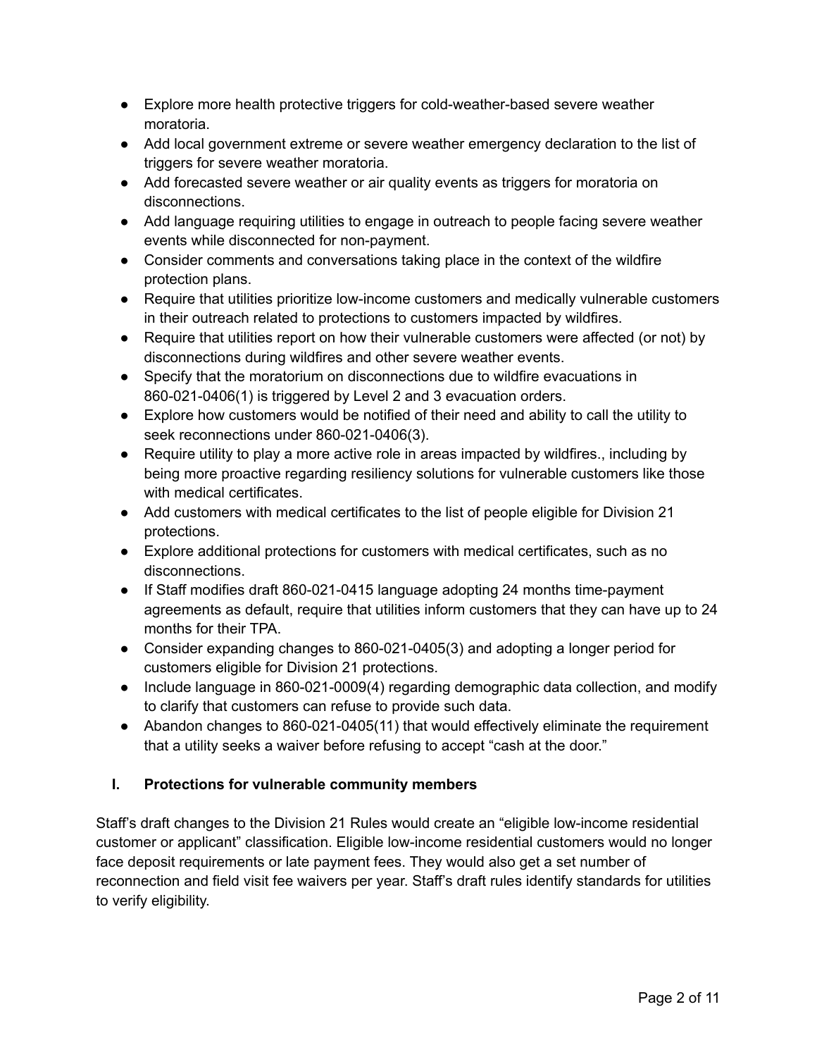- Explore more health protective triggers for cold-weather-based severe weather moratoria.
- Add local government extreme or severe weather emergency declaration to the list of triggers for severe weather moratoria.
- Add forecasted severe weather or air quality events as triggers for moratoria on disconnections.
- Add language requiring utilities to engage in outreach to people facing severe weather events while disconnected for non-payment.
- Consider comments and conversations taking place in the context of the wildfire protection plans.
- Require that utilities prioritize low-income customers and medically vulnerable customers in their outreach related to protections to customers impacted by wildfires.
- Require that utilities report on how their vulnerable customers were affected (or not) by disconnections during wildfires and other severe weather events.
- Specify that the moratorium on disconnections due to wildfire evacuations in 860-021-0406(1) is triggered by Level 2 and 3 evacuation orders.
- Explore how customers would be notified of their need and ability to call the utility to seek reconnections under 860-021-0406(3).
- Require utility to play a more active role in areas impacted by wildfires., including by being more proactive regarding resiliency solutions for vulnerable customers like those with medical certificates.
- Add customers with medical certificates to the list of people eligible for Division 21 protections.
- Explore additional protections for customers with medical certificates, such as no disconnections.
- If Staff modifies draft 860-021-0415 language adopting 24 months time-payment agreements as default, require that utilities inform customers that they can have up to 24 months for their TPA.
- Consider expanding changes to 860-021-0405(3) and adopting a longer period for customers eligible for Division 21 protections.
- Include language in 860-021-0009(4) regarding demographic data collection, and modify to clarify that customers can refuse to provide such data.
- Abandon changes to 860-021-0405(11) that would effectively eliminate the requirement that a utility seeks a waiver before refusing to accept "cash at the door."

## I. Protections for vulnerable community members

Staff's draft changes to the Division 21 Rules would create an "eligible low-income residential customer or applicant" classification. Eligible low-income residential customers would no longer face deposit requirements or late payment fees. They would also get a set number of reconnection and field visit fee waivers per year. Staff's draft rules identify standards for utilities to verify eligibility.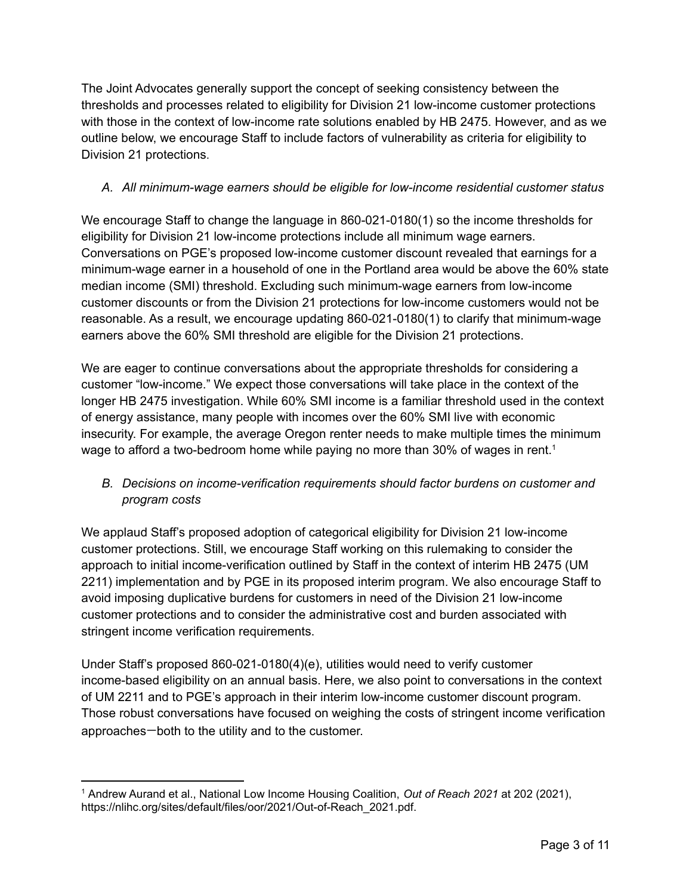The Joint Advocates generally support the concept of seeking consistency between the thresholds and processes related to eligibility for Division 21 low-income customer protections with those in the context of low-income rate solutions enabled by HB 2475. However, and as we outline below, we encourage Staff to include factors of vulnerability as criteria for eligibility to Division 21 protections.

*A. All minimum-wage earners should be eligible for low-income residential customer status*

We encourage Staff to change the language in 860-021-0180(1) so the income thresholds for eligibility for Division 21 low-income protections include all minimum wage earners. Conversations on PGE's proposed low-income customer discount revealed that earnings for a minimum-wage earner in a household of one in the Portland area would be above the 60% state median income (SMI) threshold. Excluding such minimum-wage earners from low-income customer discounts or from the Division 21 protections for low-income customers would not be reasonable. As a result, we encourage updating 860-021-0180(1) to clarify that minimum-wage earners above the 60% SMI threshold are eligible for the Division 21 protections.

We are eager to continue conversations about the appropriate thresholds for considering a customer "low-income." We expect those conversations will take place in the context of the longer HB 2475 investigation. While 60% SMI income is a familiar threshold used in the context of energy assistance, many people with incomes over the 60% SMI live with economic insecurity. For example, the average Oregon renter needs to make multiple times the minimum wage to afford a two-bedroom home while paying no more than 30% of wages in rent.[1]

*B. Decisions on income-verification requirements should factor burdens on customer and program costs*

We applaud Staff's proposed adoption of categorical eligibility for Division 21 low-income customer protections. Still, we encourage Staff working on this rulemaking to consider the approach to initial income-verification outlined by Staff in the context of interim HB 2475 (UM 2211) implementation and by PGE in its proposed interim program. We also encourage Staff to avoid imposing duplicative burdens for customers in need of the Division 21 low-income customer protections and to consider the administrative cost and burden associated with stringent income verification requirements.

Under Staff's proposed 860-021-0180(4)(e), utilities would need to verify customer income-based eligibility on an annual basis. Here, we also point to conversations in the context of UM 2211 and to PGE's approach in their interim low-income customer discount program. Those robust conversations have focused on weighing the costs of stringent income verification approaches—both to the utility and to the customer.

---

[1] Andrew Aurand et al., National Low Income Housing Coalition, *Out of Reach 2021* at 202 (2021), https://nlihc.org/sites/default/files/oor/2021/Out-of-Reach_2021.pdf.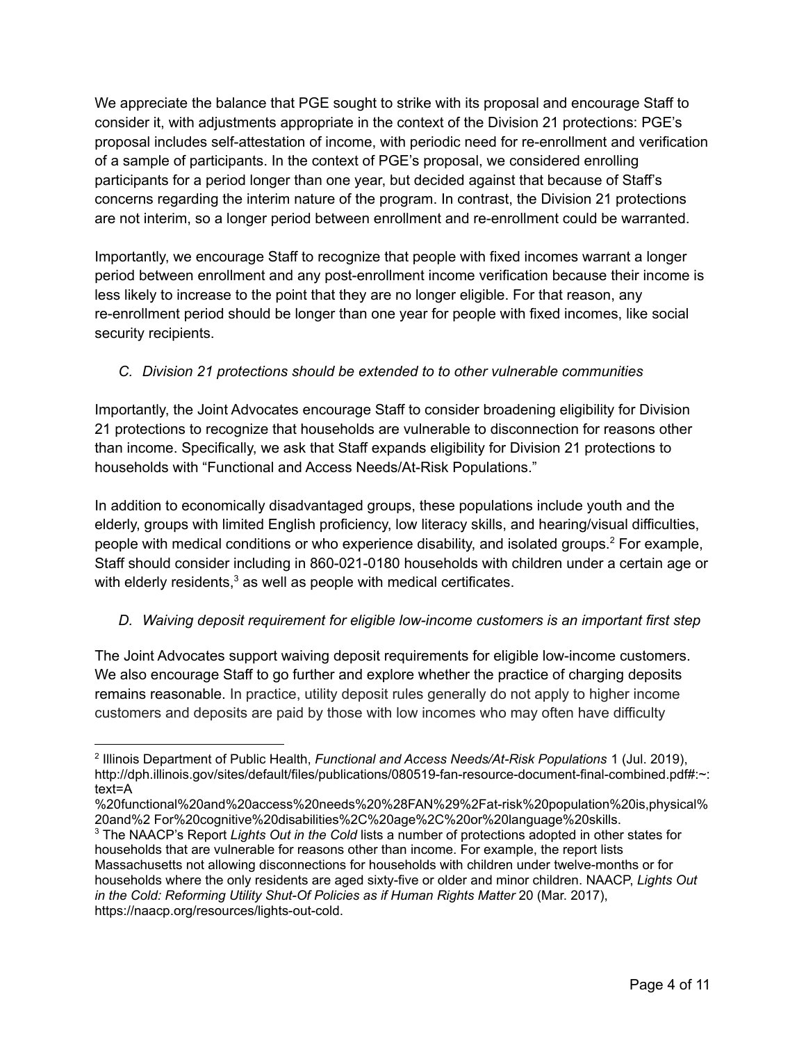We appreciate the balance that PGE sought to strike with its proposal and encourage Staff to consider it, with adjustments appropriate in the context of the Division 21 protections: PGE's proposal includes self-attestation of income, with periodic need for re-enrollment and verification of a sample of participants. In the context of PGE's proposal, we considered enrolling participants for a period longer than one year, but decided against that because of Staff's concerns regarding the interim nature of the program. In contrast, the Division 21 protections are not interim, so a longer period between enrollment and re-enrollment could be warranted.

Importantly, we encourage Staff to recognize that people with fixed incomes warrant a longer period between enrollment and any post-enrollment income verification because their income is less likely to increase to the point that they are no longer eligible. For that reason, any re-enrollment period should be longer than one year for people with fixed incomes, like social security recipients.

### *C. Division 21 protections should be extended to to other vulnerable communities*

Importantly, the Joint Advocates encourage Staff to consider broadening eligibility for Division 21 protections to recognize that households are vulnerable to disconnection for reasons other than income. Specifically, we ask that Staff expands eligibility for Division 21 protections to households with "Functional and Access Needs/At-Risk Populations."

In addition to economically disadvantaged groups, these populations include youth and the elderly, groups with limited English proficiency, low literacy skills, and hearing/visual difficulties, people with medical conditions or who experience disability, and isolated groups.[2] For example, Staff should consider including in 860-021-0180 households with children under a certain age or with elderly residents,[3] as well as people with medical certificates.

### *D. Waiving deposit requirement for eligible low-income customers is an important first step*

The Joint Advocates support waiving deposit requirements for eligible low-income customers. We also encourage Staff to go further and explore whether the practice of charging deposits remains reasonable. In practice, utility deposit rules generally do not apply to higher income customers and deposits are paid by those with low incomes who may often have difficulty

---

[2] Illinois Department of Public Health, *Functional and Access Needs/At-Risk Populations* 1 (Jul. 2019), http://dph.illinois.gov/sites/default/files/publications/080519-fan-resource-document-final-combined.pdf#:~:text=A%20functional%20and%20access%20needs%20%28FAN%29%2Fat-risk%20population%20is,physical%20and%2 For%20cognitive%20disabilities%2C%20age%2C%20or%20language%20skills.

[3] The NAACP's Report *Lights Out in the Cold* lists a number of protections adopted in other states for households that are vulnerable for reasons other than income. For example, the report lists Massachusetts not allowing disconnections for households with children under twelve-months or for households where the only residents are aged sixty-five or older and minor children. NAACP, *Lights Out in the Cold: Reforming Utility Shut-Of Policies as if Human Rights Matter* 20 (Mar. 2017), https://naacp.org/resources/lights-out-cold.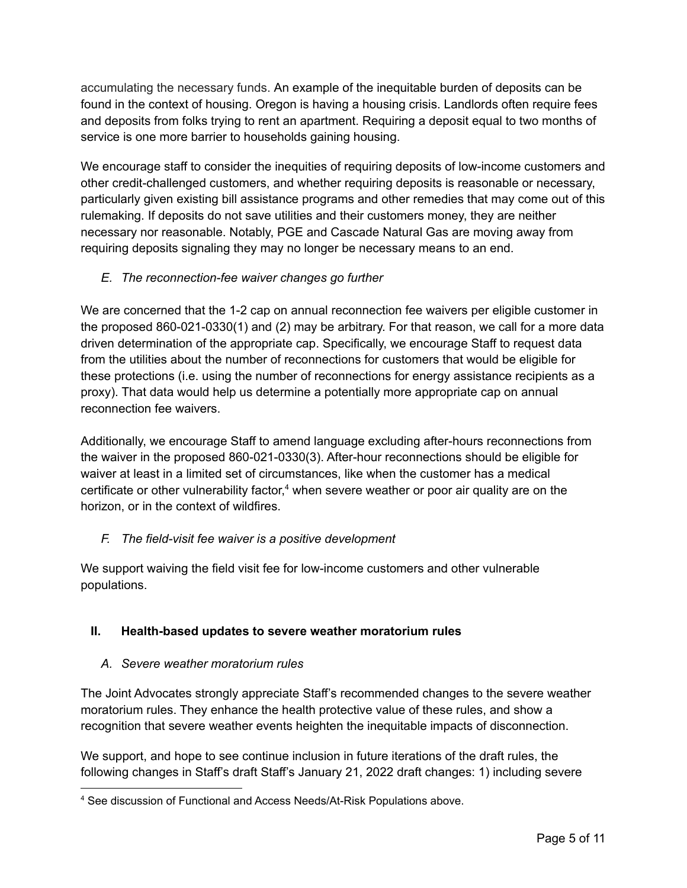accumulating the necessary funds. An example of the inequitable burden of deposits can be found in the context of housing. Oregon is having a housing crisis. Landlords often require fees and deposits from folks trying to rent an apartment. Requiring a deposit equal to two months of service is one more barrier to households gaining housing.

We encourage staff to consider the inequities of requiring deposits of low-income customers and other credit-challenged customers, and whether requiring deposits is reasonable or necessary, particularly given existing bill assistance programs and other remedies that may come out of this rulemaking. If deposits do not save utilities and their customers money, they are neither necessary nor reasonable. Notably, PGE and Cascade Natural Gas are moving away from requiring deposits signaling they may no longer be necessary means to an end.

### *E. The reconnection-fee waiver changes go further*

We are concerned that the 1-2 cap on annual reconnection fee waivers per eligible customer in the proposed 860-021-0330(1) and (2) may be arbitrary. For that reason, we call for a more data driven determination of the appropriate cap. Specifically, we encourage Staff to request data from the utilities about the number of reconnections for customers that would be eligible for these protections (i.e. using the number of reconnections for energy assistance recipients as a proxy). That data would help us determine a potentially more appropriate cap on annual reconnection fee waivers.

Additionally, we encourage Staff to amend language excluding after-hours reconnections from the waiver in the proposed 860-021-0330(3). After-hour reconnections should be eligible for waiver at least in a limited set of circumstances, like when the customer has a medical certificate or other vulnerability factor,[4] when severe weather or poor air quality are on the horizon, or in the context of wildfires.

### *F. The field-visit fee waiver is a positive development*

We support waiving the field visit fee for low-income customers and other vulnerable populations.

## II. Health-based updates to severe weather moratorium rules

### *A. Severe weather moratorium rules*

The Joint Advocates strongly appreciate Staff's recommended changes to the severe weather moratorium rules. They enhance the health protective value of these rules, and show a recognition that severe weather events heighten the inequitable impacts of disconnection.

We support, and hope to see continue inclusion in future iterations of the draft rules, the following changes in Staff's draft Staff's January 21, 2022 draft changes: 1) including severe

[4] See discussion of Functional and Access Needs/At-Risk Populations above.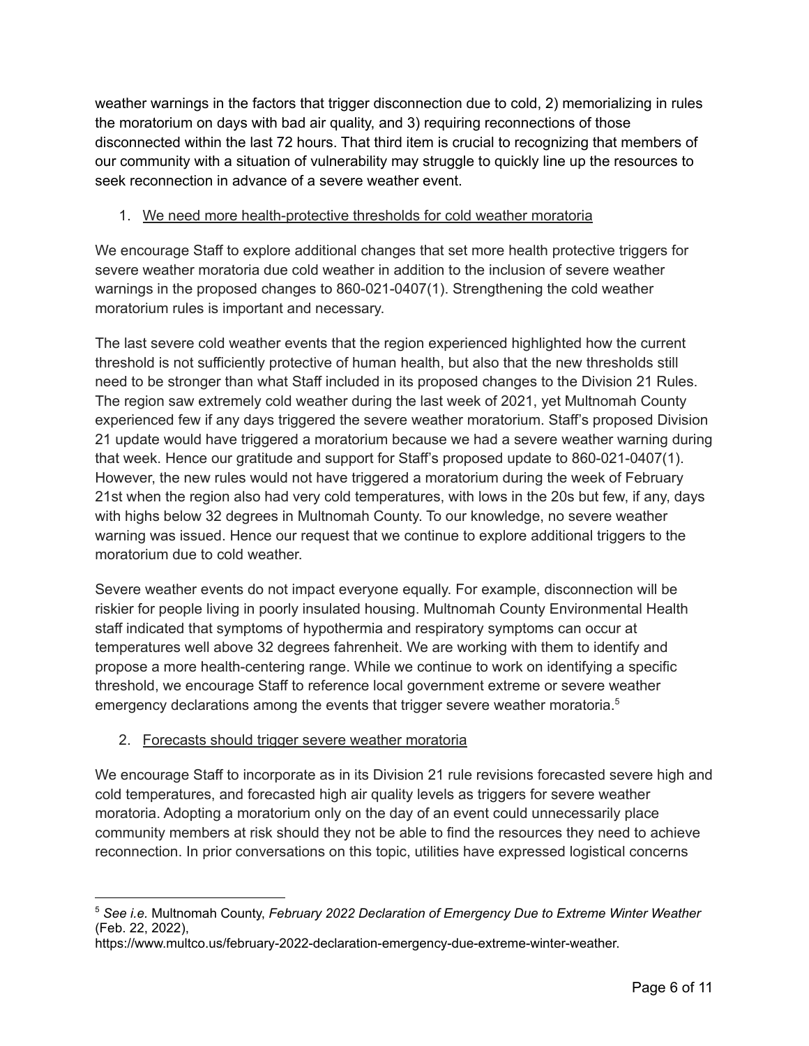weather warnings in the factors that trigger disconnection due to cold, 2) memorializing in rules the moratorium on days with bad air quality, and 3) requiring reconnections of those disconnected within the last 72 hours. That third item is crucial to recognizing that members of our community with a situation of vulnerability may struggle to quickly line up the resources to seek reconnection in advance of a severe weather event.

1. <u>We need more health-protective thresholds for cold weather moratoria</u>

We encourage Staff to explore additional changes that set more health protective triggers for severe weather moratoria due cold weather in addition to the inclusion of severe weather warnings in the proposed changes to 860-021-0407(1). Strengthening the cold weather moratorium rules is important and necessary.

The last severe cold weather events that the region experienced highlighted how the current threshold is not sufficiently protective of human health, but also that the new thresholds still need to be stronger than what Staff included in its proposed changes to the Division 21 Rules. The region saw extremely cold weather during the last week of 2021, yet Multnomah County experienced few if any days triggered the severe weather moratorium. Staff's proposed Division 21 update would have triggered a moratorium because we had a severe weather warning during that week. Hence our gratitude and support for Staff's proposed update to 860-021-0407(1). However, the new rules would not have triggered a moratorium during the week of February 21st when the region also had very cold temperatures, with lows in the 20s but few, if any, days with highs below 32 degrees in Multnomah County. To our knowledge, no severe weather warning was issued. Hence our request that we continue to explore additional triggers to the moratorium due to cold weather.

Severe weather events do not impact everyone equally. For example, disconnection will be riskier for people living in poorly insulated housing. Multnomah County Environmental Health staff indicated that symptoms of hypothermia and respiratory symptoms can occur at temperatures well above 32 degrees fahrenheit. We are working with them to identify and propose a more health-centering range. While we continue to work on identifying a specific threshold, we encourage Staff to reference local government extreme or severe weather emergency declarations among the events that trigger severe weather moratoria.[5]

2. <u>Forecasts should trigger severe weather moratoria</u>

We encourage Staff to incorporate as in its Division 21 rule revisions forecasted severe high and cold temperatures, and forecasted high air quality levels as triggers for severe weather moratoria. Adopting a moratorium only on the day of an event could unnecessarily place community members at risk should they not be able to find the resources they need to achieve reconnection. In prior conversations on this topic, utilities have expressed logistical concerns

---

[5] *See i.e.* Multnomah County, *February 2022 Declaration of Emergency Due to Extreme Winter Weather* (Feb. 22, 2022), https://www.multco.us/february-2022-declaration-emergency-due-extreme-winter-weather.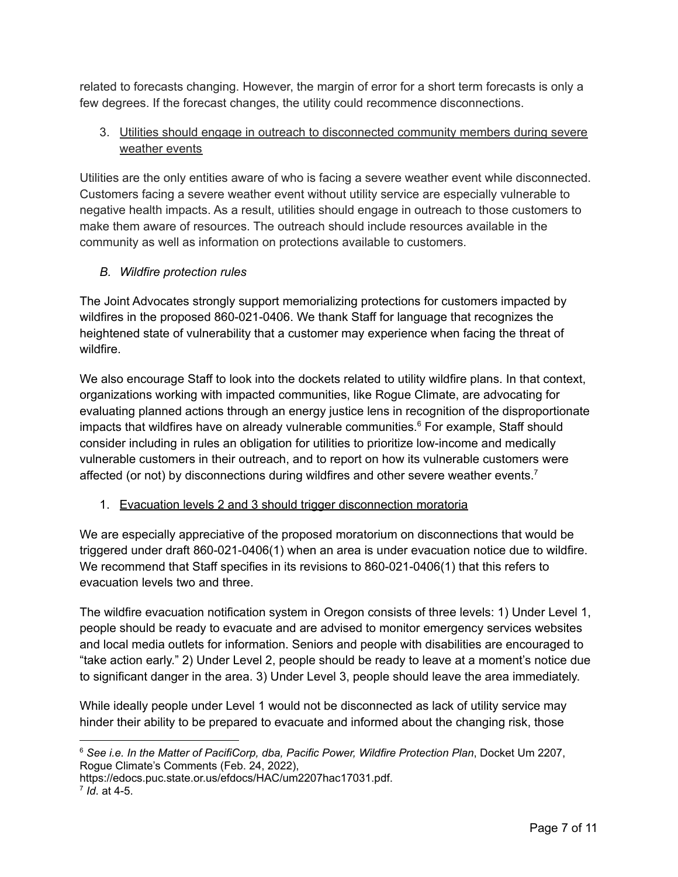related to forecasts changing. However, the margin of error for a short term forecasts is only a few degrees. If the forecast changes, the utility could recommence disconnections.

3. <u>Utilities should engage in outreach to disconnected community members during severe weather events</u>

Utilities are the only entities aware of who is facing a severe weather event while disconnected. Customers facing a severe weather event without utility service are especially vulnerable to negative health impacts. As a result, utilities should engage in outreach to those customers to make them aware of resources. The outreach should include resources available in the community as well as information on protections available to customers.

*B. Wildfire protection rules*

The Joint Advocates strongly support memorializing protections for customers impacted by wildfires in the proposed 860-021-0406. We thank Staff for language that recognizes the heightened state of vulnerability that a customer may experience when facing the threat of wildfire.

We also encourage Staff to look into the dockets related to utility wildfire plans. In that context, organizations working with impacted communities, like Rogue Climate, are advocating for evaluating planned actions through an energy justice lens in recognition of the disproportionate impacts that wildfires have on already vulnerable communities.[6] For example, Staff should consider including in rules an obligation for utilities to prioritize low-income and medically vulnerable customers in their outreach, and to report on how its vulnerable customers were affected (or not) by disconnections during wildfires and other severe weather events.[7]

1. <u>Evacuation levels 2 and 3 should trigger disconnection moratoria</u>

We are especially appreciative of the proposed moratorium on disconnections that would be triggered under draft 860-021-0406(1) when an area is under evacuation notice due to wildfire. We recommend that Staff specifies in its revisions to 860-021-0406(1) that this refers to evacuation levels two and three.

The wildfire evacuation notification system in Oregon consists of three levels: 1) Under Level 1, people should be ready to evacuate and are advised to monitor emergency services websites and local media outlets for information. Seniors and people with disabilities are encouraged to "take action early." 2) Under Level 2, people should be ready to leave at a moment's notice due to significant danger in the area. 3) Under Level 3, people should leave the area immediately.

While ideally people under Level 1 would not be disconnected as lack of utility service may hinder their ability to be prepared to evacuate and informed about the changing risk, those

---

[6] *See i.e. In the Matter of PacifiCorp, dba, Pacific Power, Wildfire Protection Plan*, Docket Um 2207, Rogue Climate's Comments (Feb. 24, 2022), https://edocs.puc.state.or.us/efdocs/HAC/um2207hac17031.pdf.

[7] *Id*. at 4-5.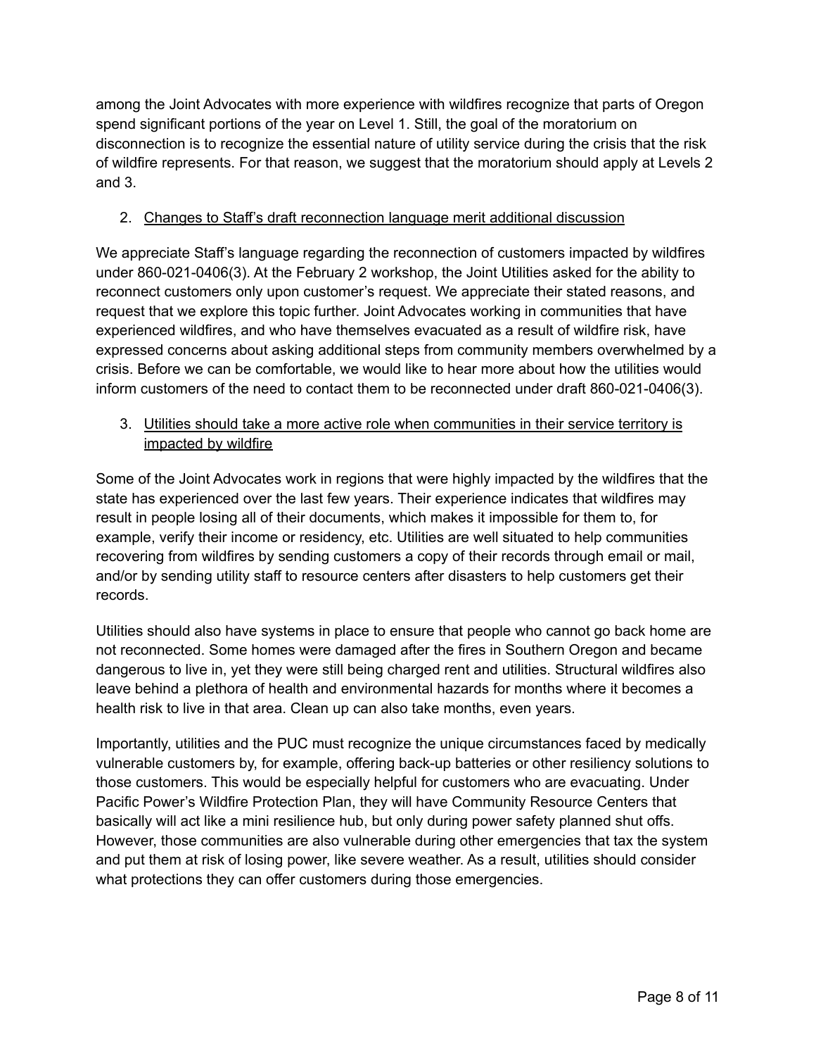among the Joint Advocates with more experience with wildfires recognize that parts of Oregon spend significant portions of the year on Level 1. Still, the goal of the moratorium on disconnection is to recognize the essential nature of utility service during the crisis that the risk of wildfire represents. For that reason, we suggest that the moratorium should apply at Levels 2 and 3.

2. <u>Changes to Staff's draft reconnection language merit additional discussion</u>

We appreciate Staff's language regarding the reconnection of customers impacted by wildfires under 860-021-0406(3). At the February 2 workshop, the Joint Utilities asked for the ability to reconnect customers only upon customer's request. We appreciate their stated reasons, and request that we explore this topic further. Joint Advocates working in communities that have experienced wildfires, and who have themselves evacuated as a result of wildfire risk, have expressed concerns about asking additional steps from community members overwhelmed by a crisis. Before we can be comfortable, we would like to hear more about how the utilities would inform customers of the need to contact them to be reconnected under draft 860-021-0406(3).

3. <u>Utilities should take a more active role when communities in their service territory is impacted by wildfire</u>

Some of the Joint Advocates work in regions that were highly impacted by the wildfires that the state has experienced over the last few years. Their experience indicates that wildfires may result in people losing all of their documents, which makes it impossible for them to, for example, verify their income or residency, etc. Utilities are well situated to help communities recovering from wildfires by sending customers a copy of their records through email or mail, and/or by sending utility staff to resource centers after disasters to help customers get their records.

Utilities should also have systems in place to ensure that people who cannot go back home are not reconnected. Some homes were damaged after the fires in Southern Oregon and became dangerous to live in, yet they were still being charged rent and utilities. Structural wildfires also leave behind a plethora of health and environmental hazards for months where it becomes a health risk to live in that area. Clean up can also take months, even years.

Importantly, utilities and the PUC must recognize the unique circumstances faced by medically vulnerable customers by, for example, offering back-up batteries or other resiliency solutions to those customers. This would be especially helpful for customers who are evacuating. Under Pacific Power's Wildfire Protection Plan, they will have Community Resource Centers that basically will act like a mini resilience hub, but only during power safety planned shut offs. However, those communities are also vulnerable during other emergencies that tax the system and put them at risk of losing power, like severe weather. As a result, utilities should consider what protections they can offer customers during those emergencies.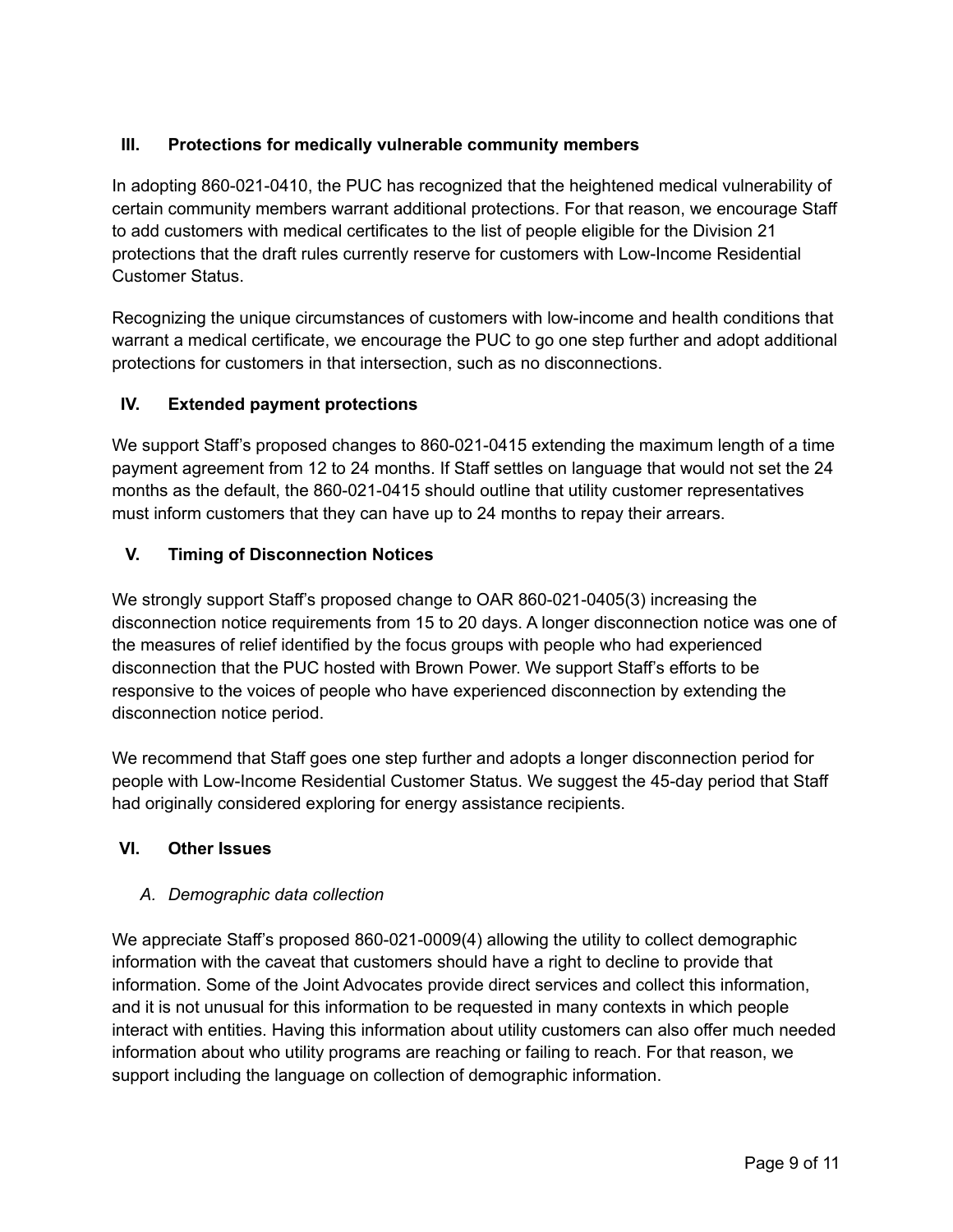## III. Protections for medically vulnerable community members

In adopting 860-021-0410, the PUC has recognized that the heightened medical vulnerability of certain community members warrant additional protections. For that reason, we encourage Staff to add customers with medical certificates to the list of people eligible for the Division 21 protections that the draft rules currently reserve for customers with Low-Income Residential Customer Status.

Recognizing the unique circumstances of customers with low-income and health conditions that warrant a medical certificate, we encourage the PUC to go one step further and adopt additional protections for customers in that intersection, such as no disconnections.

## IV. Extended payment protections

We support Staff's proposed changes to 860-021-0415 extending the maximum length of a time payment agreement from 12 to 24 months. If Staff settles on language that would not set the 24 months as the default, the 860-021-0415 should outline that utility customer representatives must inform customers that they can have up to 24 months to repay their arrears.

## V. Timing of Disconnection Notices

We strongly support Staff's proposed change to OAR 860-021-0405(3) increasing the disconnection notice requirements from 15 to 20 days. A longer disconnection notice was one of the measures of relief identified by the focus groups with people who had experienced disconnection that the PUC hosted with Brown Power. We support Staff's efforts to be responsive to the voices of people who have experienced disconnection by extending the disconnection notice period.

We recommend that Staff goes one step further and adopts a longer disconnection period for people with Low-Income Residential Customer Status. We suggest the 45-day period that Staff had originally considered exploring for energy assistance recipients.

## VI. Other Issues

### *A. Demographic data collection*

We appreciate Staff's proposed 860-021-0009(4) allowing the utility to collect demographic information with the caveat that customers should have a right to decline to provide that information. Some of the Joint Advocates provide direct services and collect this information, and it is not unusual for this information to be requested in many contexts in which people interact with entities. Having this information about utility customers can also offer much needed information about who utility programs are reaching or failing to reach. For that reason, we support including the language on collection of demographic information.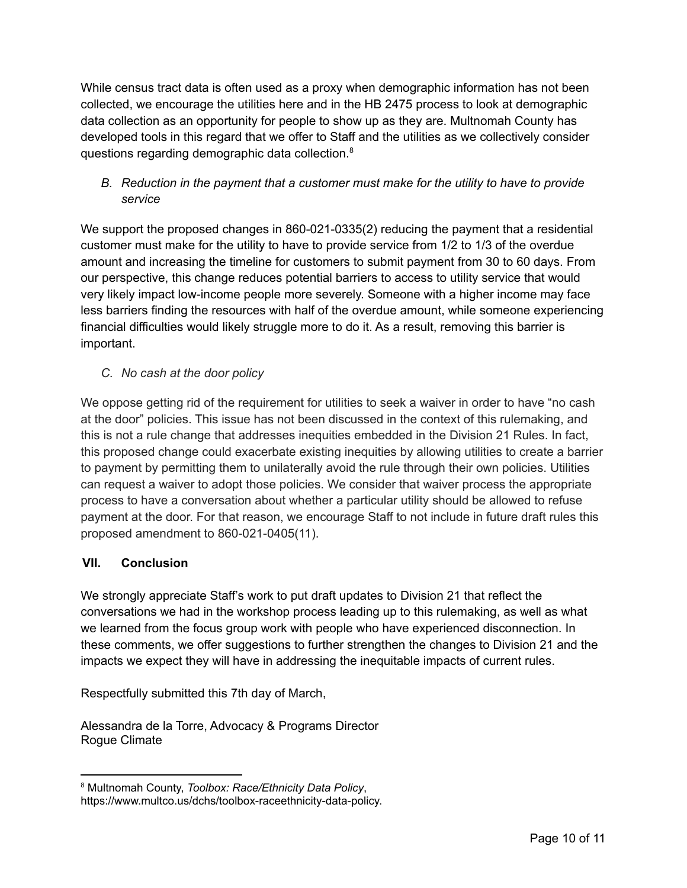While census tract data is often used as a proxy when demographic information has not been collected, we encourage the utilities here and in the HB 2475 process to look at demographic data collection as an opportunity for people to show up as they are. Multnomah County has developed tools in this regard that we offer to Staff and the utilities as we collectively consider questions regarding demographic data collection.[8]

### *B. Reduction in the payment that a customer must make for the utility to have to provide service*

We support the proposed changes in 860-021-0335(2) reducing the payment that a residential customer must make for the utility to have to provide service from 1/2 to 1/3 of the overdue amount and increasing the timeline for customers to submit payment from 30 to 60 days. From our perspective, this change reduces potential barriers to access to utility service that would very likely impact low-income people more severely. Someone with a higher income may face less barriers finding the resources with half of the overdue amount, while someone experiencing financial difficulties would likely struggle more to do it. As a result, removing this barrier is important.

### *C. No cash at the door policy*

We oppose getting rid of the requirement for utilities to seek a waiver in order to have "no cash at the door" policies. This issue has not been discussed in the context of this rulemaking, and this is not a rule change that addresses inequities embedded in the Division 21 Rules. In fact, this proposed change could exacerbate existing inequities by allowing utilities to create a barrier to payment by permitting them to unilaterally avoid the rule through their own policies. Utilities can request a waiver to adopt those policies. We consider that waiver process the appropriate process to have a conversation about whether a particular utility should be allowed to refuse payment at the door. For that reason, we encourage Staff to not include in future draft rules this proposed amendment to 860-021-0405(11).

## VII. Conclusion

We strongly appreciate Staff's work to put draft updates to Division 21 that reflect the conversations we had in the workshop process leading up to this rulemaking, as well as what we learned from the focus group work with people who have experienced disconnection. In these comments, we offer suggestions to further strengthen the changes to Division 21 and the impacts we expect they will have in addressing the inequitable impacts of current rules.

Respectfully submitted this 7th day of March,

Alessandra de la Torre, Advocacy & Programs Director
Rogue Climate

---

[8] Multnomah County, *Toolbox: Race/Ethnicity Data Policy*, https://www.multco.us/dchs/toolbox-raceethnicity-data-policy.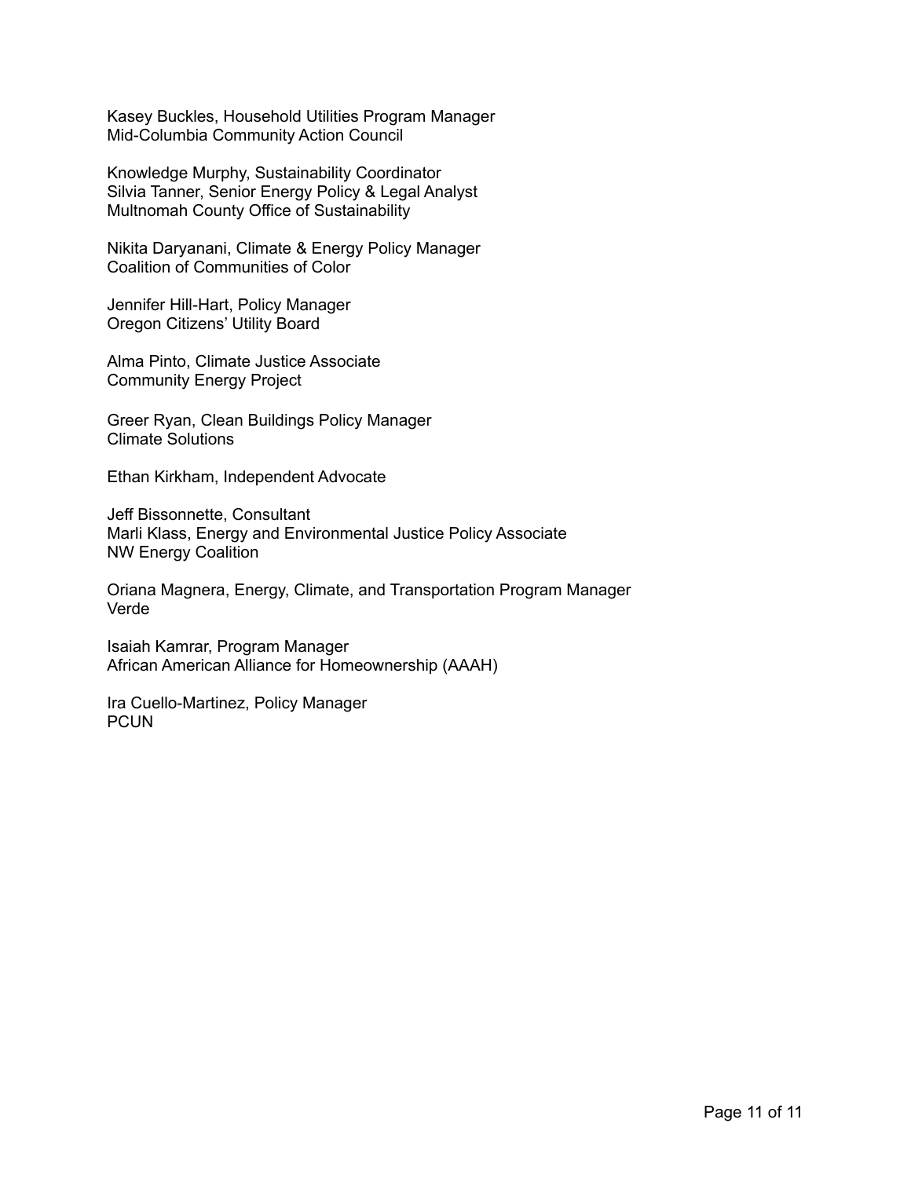Kasey Buckles, Household Utilities Program Manager
Mid-Columbia Community Action Council

Knowledge Murphy, Sustainability Coordinator
Silvia Tanner, Senior Energy Policy & Legal Analyst
Multnomah County Office of Sustainability

Nikita Daryanani, Climate & Energy Policy Manager
Coalition of Communities of Color

Jennifer Hill-Hart, Policy Manager
Oregon Citizens' Utility Board

Alma Pinto, Climate Justice Associate
Community Energy Project

Greer Ryan, Clean Buildings Policy Manager
Climate Solutions

Ethan Kirkham, Independent Advocate

Jeff Bissonnette, Consultant
Marli Klass, Energy and Environmental Justice Policy Associate
NW Energy Coalition

Oriana Magnera, Energy, Climate, and Transportation Program Manager
Verde

Isaiah Kamrar, Program Manager
African American Alliance for Homeownership (AAAH)

Ira Cuello-Martinez, Policy Manager
PCUN